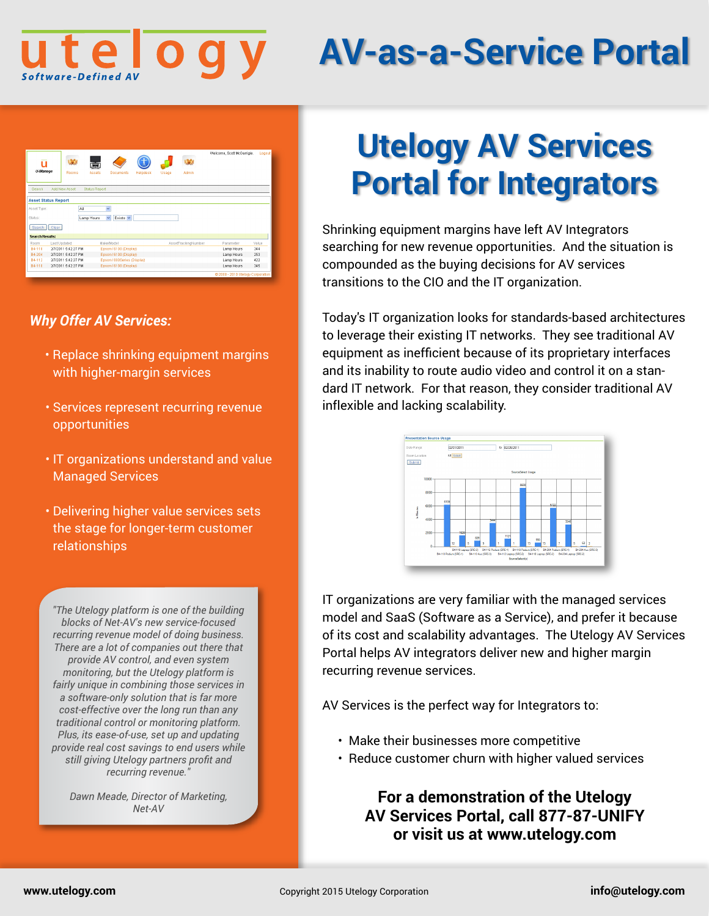# utelogy
*Software-Defined AV*

# AV-as-a-Service Portal

## Why Offer AV Services:

- Replace shrinking equipment margins with higher-margin services
- Services represent recurring revenue opportunities
- IT organizations understand and value Managed Services
- Delivering higher value services sets the stage for longer-term customer relationships

*"The Utelogy platform is one of the building blocks of Net-AV's new service-focused recurring revenue model of doing business. There are a lot of companies out there that provide AV control, and even system monitoring, but the Utelogy platform is fairly unique in combining those services in a software-only solution that is far more cost-effective over the long run than any traditional control or monitoring platform. Plus, its ease-of-use, set up and updating provide real cost savings to end users while still giving Utelogy partners profit and recurring revenue."*

*Dawn Meade, Director of Marketing, Net-AV*

## Utelogy AV Services Portal for Integrators

Shrinking equipment margins have left AV Integrators searching for new revenue opportunities. And the situation is compounded as the buying decisions for AV services transitions to the CIO and the IT organization.

Today's IT organization looks for standards-based architectures to leverage their existing IT networks. They see traditional AV equipment as inefficient because of its proprietary interfaces and its inability to route audio video and control it on a standard IT network. For that reason, they consider traditional AV inflexible and lacking scalability.

IT organizations are very familiar with the managed services model and SaaS (Software as a Service), and prefer it because of its cost and scalability advantages. The Utelogy AV Services Portal helps AV integrators deliver new and higher margin recurring revenue services.

AV Services is the perfect way for Integrators to:

- Make their businesses more competitive
- Reduce customer churn with higher valued services

**For a demonstration of the Utelogy AV Services Portal, call 877-87-UNIFY or visit us at www.utelogy.com**

www.utelogy.com | Copyright 2015 Utelogy Corporation | info@utelogy.com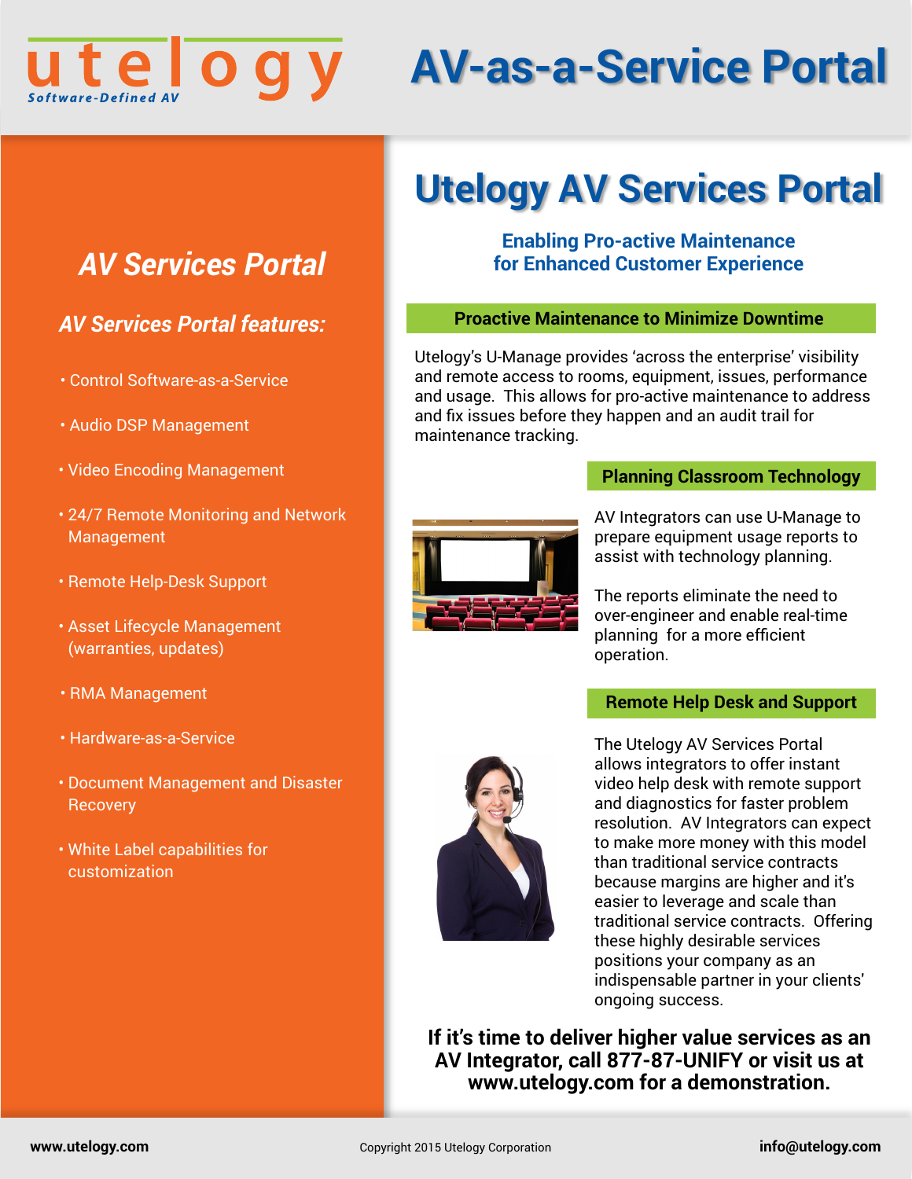utelogy
Software-Defined AV

# AV-as-a-Service Portal

## AV Services Portal

### AV Services Portal features:

- Control Software-as-a-Service
- Audio DSP Management
- Video Encoding Management
- 24/7 Remote Monitoring and Network Management
- Remote Help-Desk Support
- Asset Lifecycle Management (warranties, updates)
- RMA Management
- Hardware-as-a-Service
- Document Management and Disaster Recovery
- White Label capabilities for customization

## Utelogy AV Services Portal

**Enabling Pro-active Maintenance for Enhanced Customer Experience**

### Proactive Maintenance to Minimize Downtime

Utelogy's U-Manage provides 'across the enterprise' visibility and remote access to rooms, equipment, issues, performance and usage. This allows for pro-active maintenance to address and fix issues before they happen and an audit trail for maintenance tracking.

### Planning Classroom Technology

AV Integrators can use U-Manage to prepare equipment usage reports to assist with technology planning.

The reports eliminate the need to over-engineer and enable real-time planning for a more efficient operation.

### Remote Help Desk and Support

The Utelogy AV Services Portal allows integrators to offer instant video help desk with remote support and diagnostics for faster problem resolution. AV Integrators can expect to make more money with this model than traditional service contracts because margins are higher and it's easier to leverage and scale than traditional service contracts. Offering these highly desirable services positions your company as an indispensable partner in your clients' ongoing success.

**If it's time to deliver higher value services as an AV Integrator, call 877-87-UNIFY or visit us at www.utelogy.com for a demonstration.**

www.utelogy.com    Copyright 2015 Utelogy Corporation    info@utelogy.com